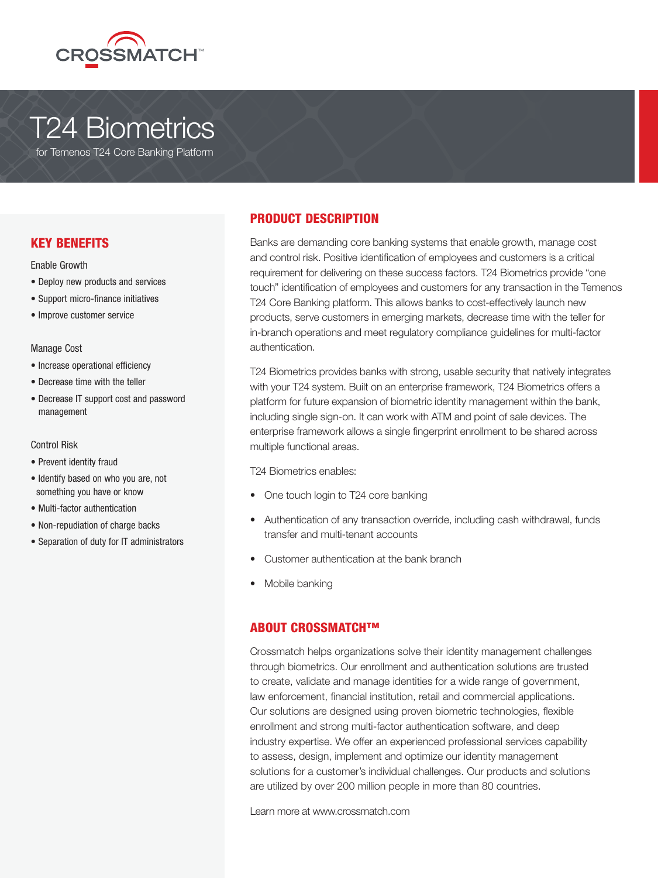CROSSMATCH™

# T24 Biometrics

for Temenos T24 Core Banking Platform

## KEY BENEFITS

Enable Growth

- Deploy new products and services
- Support micro-finance initiatives
- Improve customer service

Manage Cost

- Increase operational efficiency
- Decrease time with the teller
- Decrease IT support cost and password management

Control Risk

- Prevent identity fraud
- Identify based on who you are, not something you have or know
- Multi-factor authentication
- Non-repudiation of charge backs
- Separation of duty for IT administrators

## PRODUCT DESCRIPTION

Banks are demanding core banking systems that enable growth, manage cost and control risk. Positive identification of employees and customers is a critical requirement for delivering on these success factors. T24 Biometrics provide "one touch" identification of employees and customers for any transaction in the Temenos T24 Core Banking platform. This allows banks to cost-effectively launch new products, serve customers in emerging markets, decrease time with the teller for in-branch operations and meet regulatory compliance guidelines for multi-factor authentication.

T24 Biometrics provides banks with strong, usable security that natively integrates with your T24 system. Built on an enterprise framework, T24 Biometrics offers a platform for future expansion of biometric identity management within the bank, including single sign-on. It can work with ATM and point of sale devices. The enterprise framework allows a single fingerprint enrollment to be shared across multiple functional areas.

T24 Biometrics enables:

- One touch login to T24 core banking
- Authentication of any transaction override, including cash withdrawal, funds transfer and multi-tenant accounts
- Customer authentication at the bank branch
- Mobile banking

## ABOUT CROSSMATCH™

Crossmatch helps organizations solve their identity management challenges through biometrics. Our enrollment and authentication solutions are trusted to create, validate and manage identities for a wide range of government, law enforcement, financial institution, retail and commercial applications. Our solutions are designed using proven biometric technologies, flexible enrollment and strong multi-factor authentication software, and deep industry expertise. We offer an experienced professional services capability to assess, design, implement and optimize our identity management solutions for a customer's individual challenges. Our products and solutions are utilized by over 200 million people in more than 80 countries.

Learn more at www.crossmatch.com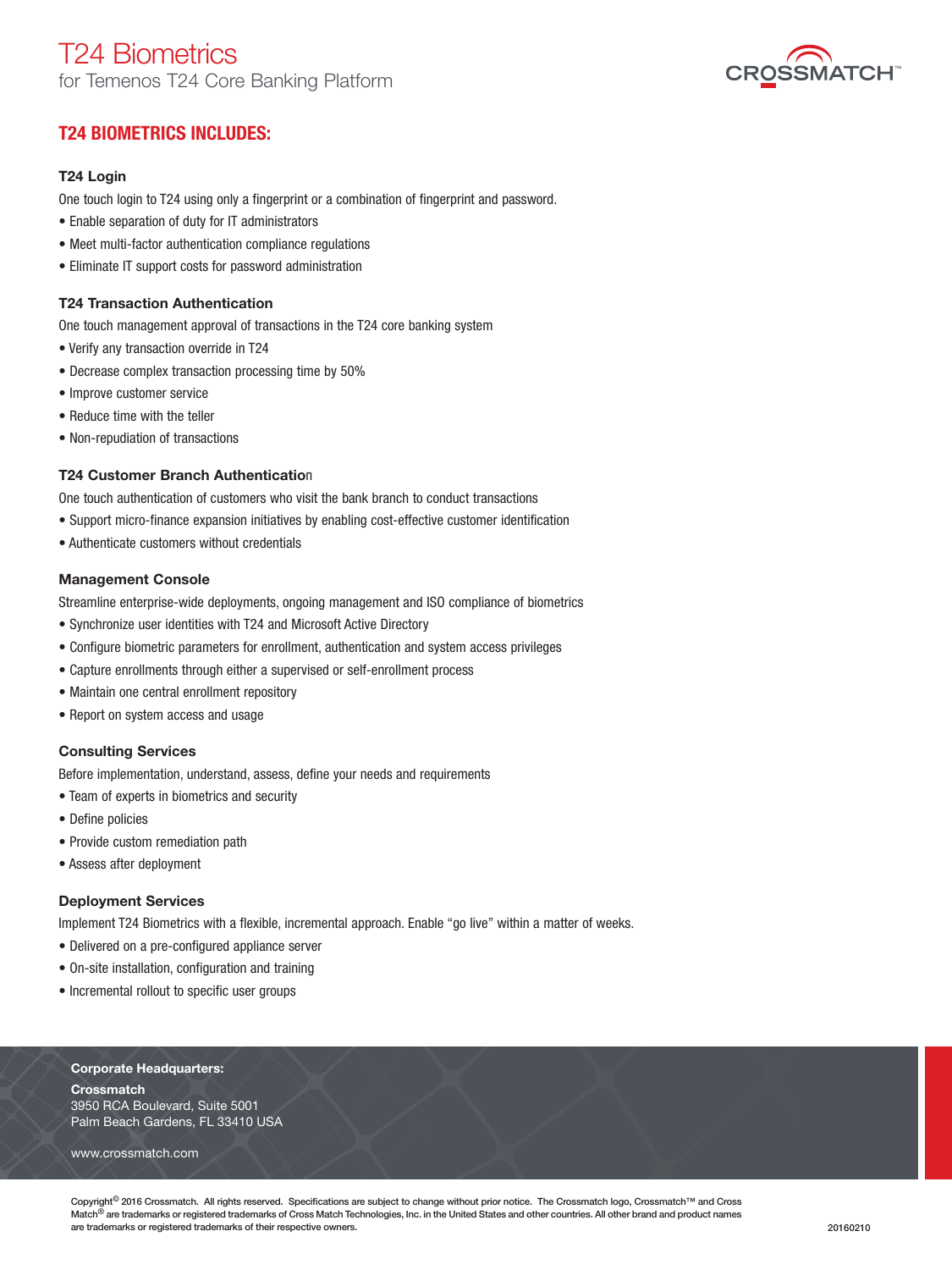# T24 Biometrics

for Temenos T24 Core Banking Platform

## T24 BIOMETRICS INCLUDES:

### T24 Login

One touch login to T24 using only a fingerprint or a combination of fingerprint and password.

- Enable separation of duty for IT administrators
- Meet multi-factor authentication compliance regulations
- Eliminate IT support costs for password administration

### T24 Transaction Authentication

One touch management approval of transactions in the T24 core banking system

- Verify any transaction override in T24
- Decrease complex transaction processing time by 50%
- Improve customer service
- Reduce time with the teller
- Non-repudiation of transactions

### T24 Customer Branch Authentication

One touch authentication of customers who visit the bank branch to conduct transactions

- Support micro-finance expansion initiatives by enabling cost-effective customer identification
- Authenticate customers without credentials

### Management Console

Streamline enterprise-wide deployments, ongoing management and ISO compliance of biometrics

- Synchronize user identities with T24 and Microsoft Active Directory
- Configure biometric parameters for enrollment, authentication and system access privileges
- Capture enrollments through either a supervised or self-enrollment process
- Maintain one central enrollment repository
- Report on system access and usage

### Consulting Services

Before implementation, understand, assess, define your needs and requirements

- Team of experts in biometrics and security
- Define policies
- Provide custom remediation path
- Assess after deployment

### Deployment Services

Implement T24 Biometrics with a flexible, incremental approach. Enable "go live" within a matter of weeks.

- Delivered on a pre-configured appliance server
- On-site installation, configuration and training
- Incremental rollout to specific user groups

**Corporate Headquarters:**

**Crossmatch**
3950 RCA Boulevard, Suite 5001
Palm Beach Gardens, FL 33410 USA

www.crossmatch.com

Copyright© 2016 Crossmatch. All rights reserved. Specifications are subject to change without prior notice. The Crossmatch logo, Crossmatch™ and Cross Match® are trademarks or registered trademarks of Cross Match Technologies, Inc. in the United States and other countries. All other brand and product names are trademarks or registered trademarks of their respective owners.

20160210